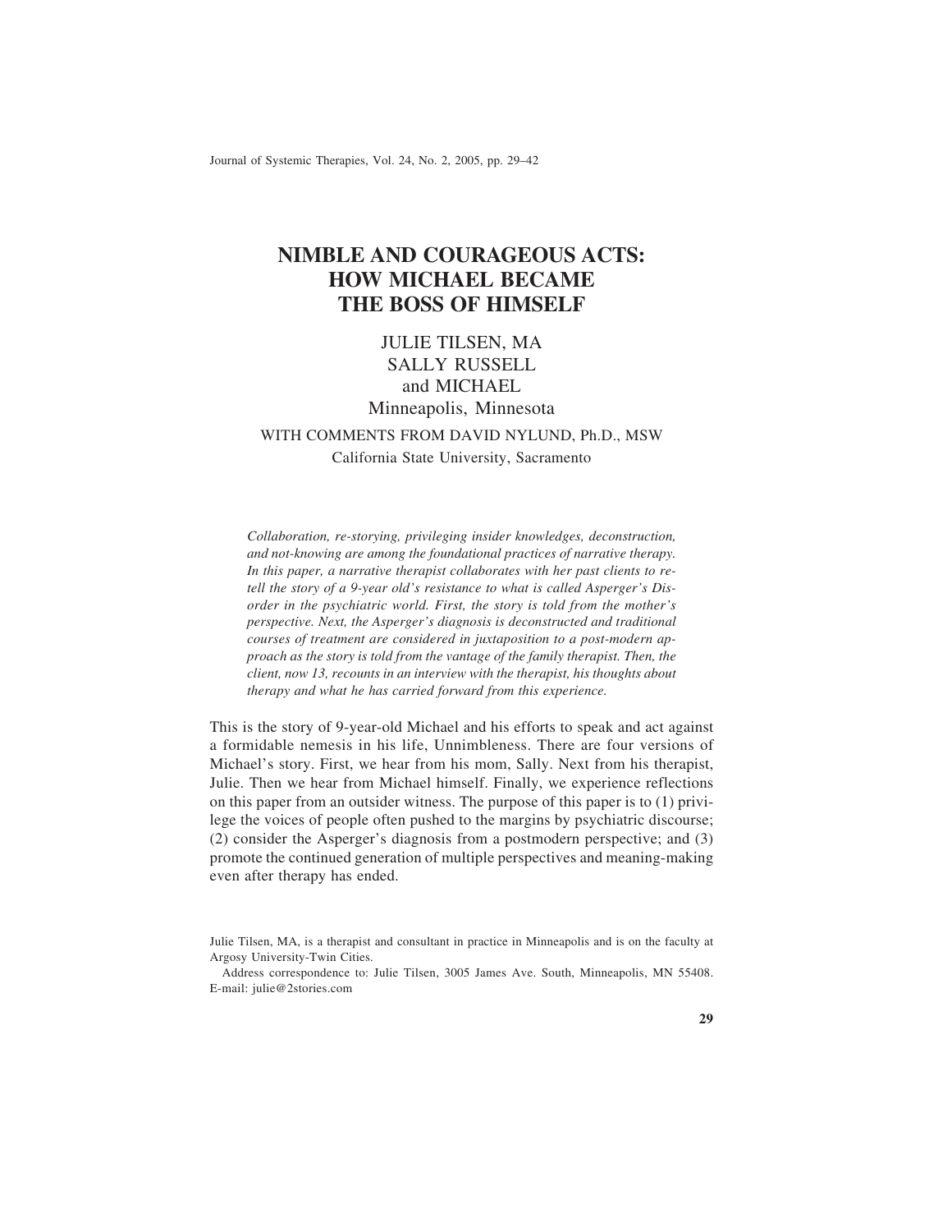# NIMBLE AND COURAGEOUS ACTS: HOW MICHAEL BECAME THE BOSS OF HIMSELF

JULIE TILSEN, MA
SALLY RUSSELL
and MICHAEL
Minneapolis, Minnesota

WITH COMMENTS FROM DAVID NYLUND, Ph.D., MSW
California State University, Sacramento

*Collaboration, re-storying, privileging insider knowledges, deconstruction, and not-knowing are among the foundational practices of narrative therapy. In this paper, a narrative therapist collaborates with her past clients to retell the story of a 9-year old's resistance to what is called Asperger's Disorder in the psychiatric world. First, the story is told from the mother's perspective. Next, the Asperger's diagnosis is deconstructed and traditional courses of treatment are considered in juxtaposition to a post-modern approach as the story is told from the vantage of the family therapist. Then, the client, now 13, recounts in an interview with the therapist, his thoughts about therapy and what he has carried forward from this experience.*

This is the story of 9-year-old Michael and his efforts to speak and act against a formidable nemesis in his life, Unnimbleness. There are four versions of Michael's story. First, we hear from his mom, Sally. Next from his therapist, Julie. Then we hear from Michael himself. Finally, we experience reflections on this paper from an outsider witness. The purpose of this paper is to (1) privilege the voices of people often pushed to the margins by psychiatric discourse; (2) consider the Asperger's diagnosis from a postmodern perspective; and (3) promote the continued generation of multiple perspectives and meaning-making even after therapy has ended.

Julie Tilsen, MA, is a therapist and consultant in practice in Minneapolis and is on the faculty at Argosy University-Twin Cities.

Address correspondence to: Julie Tilsen, 3005 James Ave. South, Minneapolis, MN 55408. E-mail: julie@2stories.com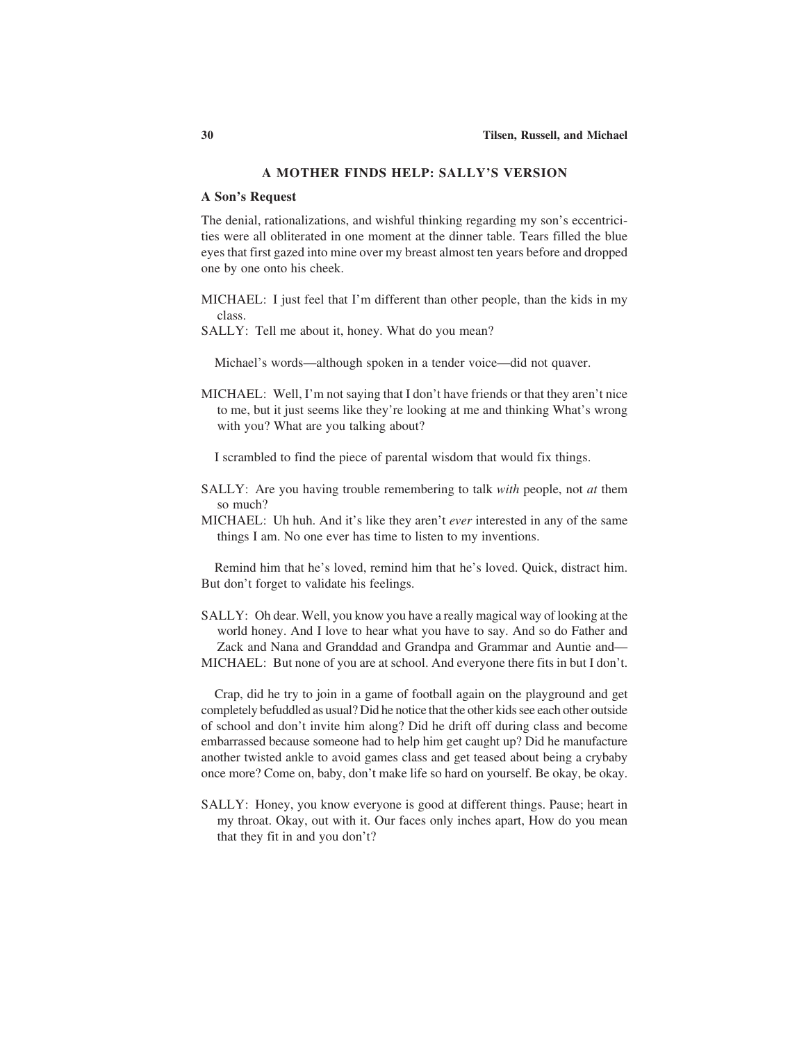## A MOTHER FINDS HELP: SALLY'S VERSION

### A Son's Request

The denial, rationalizations, and wishful thinking regarding my son's eccentricities were all obliterated in one moment at the dinner table. Tears filled the blue eyes that first gazed into mine over my breast almost ten years before and dropped one by one onto his cheek.

MICHAEL: I just feel that I'm different than other people, than the kids in my class.
SALLY: Tell me about it, honey. What do you mean?

Michael's words—although spoken in a tender voice—did not quaver.

MICHAEL: Well, I'm not saying that I don't have friends or that they aren't nice to me, but it just seems like they're looking at me and thinking What's wrong with you? What are you talking about?

I scrambled to find the piece of parental wisdom that would fix things.

SALLY: Are you having trouble remembering to talk *with* people, not *at* them so much?
MICHAEL: Uh huh. And it's like they aren't *ever* interested in any of the same things I am. No one ever has time to listen to my inventions.

Remind him that he's loved, remind him that he's loved. Quick, distract him. But don't forget to validate his feelings.

SALLY: Oh dear. Well, you know you have a really magical way of looking at the world honey. And I love to hear what you have to say. And so do Father and Zack and Nana and Granddad and Grandpa and Grammar and Auntie and—
MICHAEL: But none of you are at school. And everyone there fits in but I don't.

Crap, did he try to join in a game of football again on the playground and get completely befuddled as usual? Did he notice that the other kids see each other outside of school and don't invite him along? Did he drift off during class and become embarrassed because someone had to help him get caught up? Did he manufacture another twisted ankle to avoid games class and get teased about being a crybaby once more? Come on, baby, don't make life so hard on yourself. Be okay, be okay.

SALLY: Honey, you know everyone is good at different things. Pause; heart in my throat. Okay, out with it. Our faces only inches apart, How do you mean that they fit in and you don't?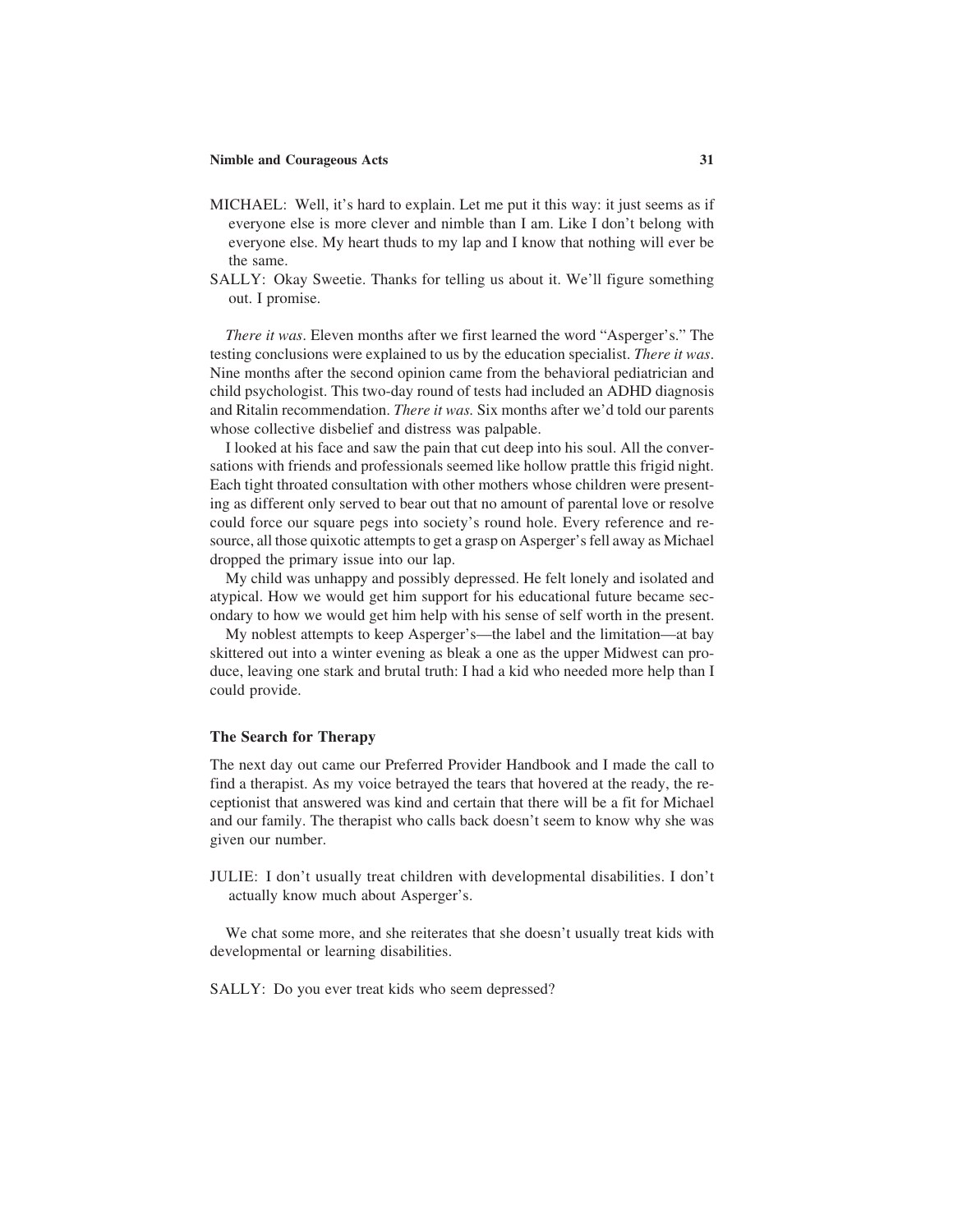MICHAEL: Well, it's hard to explain. Let me put it this way: it just seems as if everyone else is more clever and nimble than I am. Like I don't belong with everyone else. My heart thuds to my lap and I know that nothing will ever be the same.

SALLY: Okay Sweetie. Thanks for telling us about it. We'll figure something out. I promise.

*There it was*. Eleven months after we first learned the word "Asperger's." The testing conclusions were explained to us by the education specialist. *There it was*. Nine months after the second opinion came from the behavioral pediatrician and child psychologist. This two-day round of tests had included an ADHD diagnosis and Ritalin recommendation. *There it was.* Six months after we'd told our parents whose collective disbelief and distress was palpable.

I looked at his face and saw the pain that cut deep into his soul. All the conversations with friends and professionals seemed like hollow prattle this frigid night. Each tight throated consultation with other mothers whose children were presenting as different only served to bear out that no amount of parental love or resolve could force our square pegs into society's round hole. Every reference and resource, all those quixotic attempts to get a grasp on Asperger's fell away as Michael dropped the primary issue into our lap.

My child was unhappy and possibly depressed. He felt lonely and isolated and atypical. How we would get him support for his educational future became secondary to how we would get him help with his sense of self worth in the present.

My noblest attempts to keep Asperger's—the label and the limitation—at bay skittered out into a winter evening as bleak a one as the upper Midwest can produce, leaving one stark and brutal truth: I had a kid who needed more help than I could provide.

### The Search for Therapy

The next day out came our Preferred Provider Handbook and I made the call to find a therapist. As my voice betrayed the tears that hovered at the ready, the receptionist that answered was kind and certain that there will be a fit for Michael and our family. The therapist who calls back doesn't seem to know why she was given our number.

JULIE: I don't usually treat children with developmental disabilities. I don't actually know much about Asperger's.

We chat some more, and she reiterates that she doesn't usually treat kids with developmental or learning disabilities.

SALLY: Do you ever treat kids who seem depressed?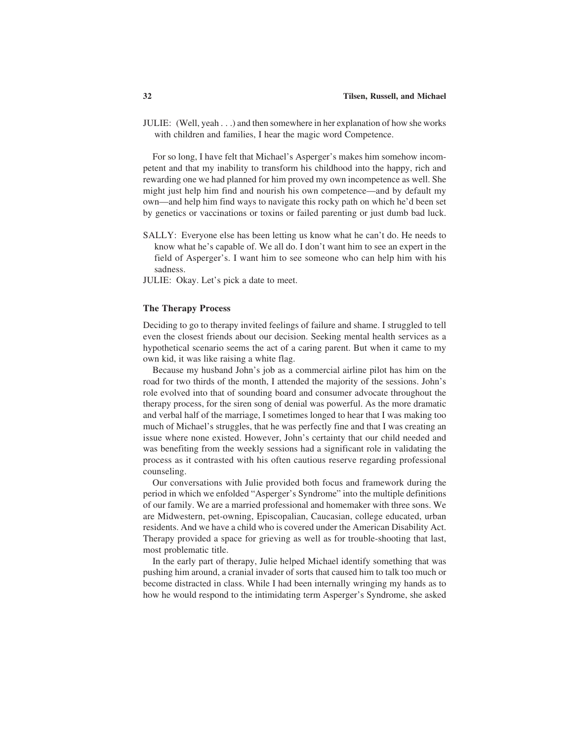JULIE: (Well, yeah . . .) and then somewhere in her explanation of how she works with children and families, I hear the magic word Competence.

For so long, I have felt that Michael's Asperger's makes him somehow incompetent and that my inability to transform his childhood into the happy, rich and rewarding one we had planned for him proved my own incompetence as well. She might just help him find and nourish his own competence—and by default my own—and help him find ways to navigate this rocky path on which he'd been set by genetics or vaccinations or toxins or failed parenting or just dumb bad luck.

SALLY: Everyone else has been letting us know what he can't do. He needs to know what he's capable of. We all do. I don't want him to see an expert in the field of Asperger's. I want him to see someone who can help him with his sadness.

JULIE: Okay. Let's pick a date to meet.

### The Therapy Process

Deciding to go to therapy invited feelings of failure and shame. I struggled to tell even the closest friends about our decision. Seeking mental health services as a hypothetical scenario seems the act of a caring parent. But when it came to my own kid, it was like raising a white flag.

Because my husband John's job as a commercial airline pilot has him on the road for two thirds of the month, I attended the majority of the sessions. John's role evolved into that of sounding board and consumer advocate throughout the therapy process, for the siren song of denial was powerful. As the more dramatic and verbal half of the marriage, I sometimes longed to hear that I was making too much of Michael's struggles, that he was perfectly fine and that I was creating an issue where none existed. However, John's certainty that our child needed and was benefiting from the weekly sessions had a significant role in validating the process as it contrasted with his often cautious reserve regarding professional counseling.

Our conversations with Julie provided both focus and framework during the period in which we enfolded "Asperger's Syndrome" into the multiple definitions of our family. We are a married professional and homemaker with three sons. We are Midwestern, pet-owning, Episcopalian, Caucasian, college educated, urban residents. And we have a child who is covered under the American Disability Act. Therapy provided a space for grieving as well as for trouble-shooting that last, most problematic title.

In the early part of therapy, Julie helped Michael identify something that was pushing him around, a cranial invader of sorts that caused him to talk too much or become distracted in class. While I had been internally wringing my hands as to how he would respond to the intimidating term Asperger's Syndrome, she asked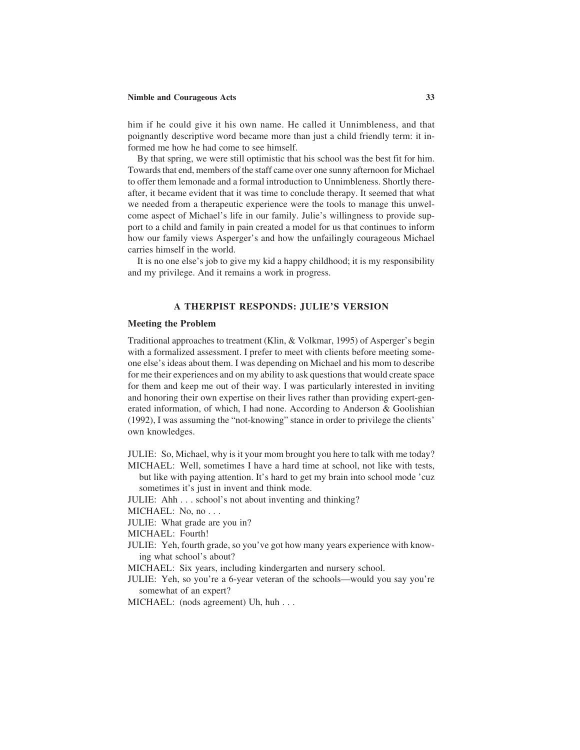him if he could give it his own name. He called it Unnimbleness, and that poignantly descriptive word became more than just a child friendly term: it informed me how he had come to see himself.

By that spring, we were still optimistic that his school was the best fit for him. Towards that end, members of the staff came over one sunny afternoon for Michael to offer them lemonade and a formal introduction to Unnimbleness. Shortly thereafter, it became evident that it was time to conclude therapy. It seemed that what we needed from a therapeutic experience were the tools to manage this unwelcome aspect of Michael's life in our family. Julie's willingness to provide support to a child and family in pain created a model for us that continues to inform how our family views Asperger's and how the unfailingly courageous Michael carries himself in the world.

It is no one else's job to give my kid a happy childhood; it is my responsibility and my privilege. And it remains a work in progress.

## A THERPIST RESPONDS: JULIE'S VERSION

### Meeting the Problem

Traditional approaches to treatment (Klin, & Volkmar, 1995) of Asperger's begin with a formalized assessment. I prefer to meet with clients before meeting someone else's ideas about them. I was depending on Michael and his mom to describe for me their experiences and on my ability to ask questions that would create space for them and keep me out of their way. I was particularly interested in inviting and honoring their own expertise on their lives rather than providing expert-generated information, of which, I had none. According to Anderson & Goolishian (1992), I was assuming the "not-knowing" stance in order to privilege the clients' own knowledges.

JULIE: So, Michael, why is it your mom brought you here to talk with me today?

MICHAEL: Well, sometimes I have a hard time at school, not like with tests, but like with paying attention. It's hard to get my brain into school mode 'cuz sometimes it's just in invent and think mode.

JULIE: Ahh . . . school's not about inventing and thinking?

MICHAEL: No, no . . .

JULIE: What grade are you in?

MICHAEL: Fourth!

JULIE: Yeh, fourth grade, so you've got how many years experience with knowing what school's about?

MICHAEL: Six years, including kindergarten and nursery school.

JULIE: Yeh, so you're a 6-year veteran of the schools—would you say you're somewhat of an expert?

MICHAEL: (nods agreement) Uh, huh . . .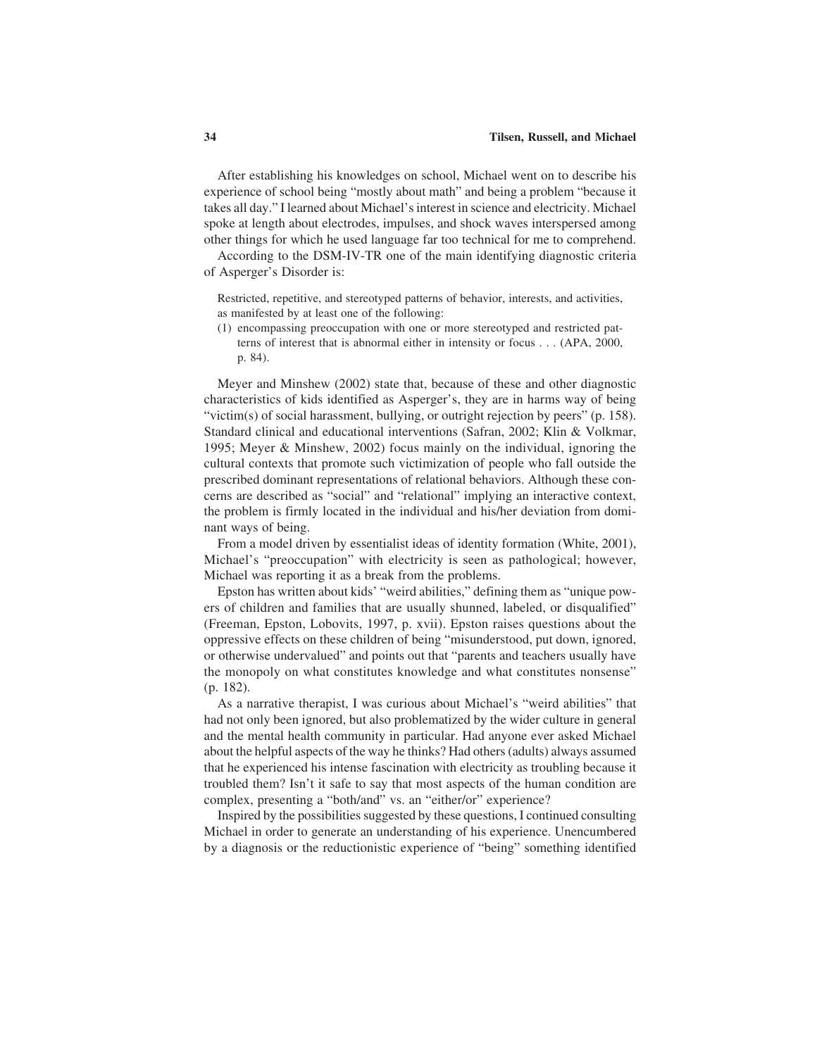After establishing his knowledges on school, Michael went on to describe his experience of school being "mostly about math" and being a problem "because it takes all day." I learned about Michael's interest in science and electricity. Michael spoke at length about electrodes, impulses, and shock waves interspersed among other things for which he used language far too technical for me to comprehend.

According to the DSM-IV-TR one of the main identifying diagnostic criteria of Asperger's Disorder is:

> Restricted, repetitive, and stereotyped patterns of behavior, interests, and activities, as manifested by at least one of the following:
>
> (1) encompassing preoccupation with one or more stereotyped and restricted patterns of interest that is abnormal either in intensity or focus . . . (APA, 2000, p. 84).

Meyer and Minshew (2002) state that, because of these and other diagnostic characteristics of kids identified as Asperger's, they are in harms way of being "victim(s) of social harassment, bullying, or outright rejection by peers" (p. 158). Standard clinical and educational interventions (Safran, 2002; Klin & Volkmar, 1995; Meyer & Minshew, 2002) focus mainly on the individual, ignoring the cultural contexts that promote such victimization of people who fall outside the prescribed dominant representations of relational behaviors. Although these concerns are described as "social" and "relational" implying an interactive context, the problem is firmly located in the individual and his/her deviation from dominant ways of being.

From a model driven by essentialist ideas of identity formation (White, 2001), Michael's "preoccupation" with electricity is seen as pathological; however, Michael was reporting it as a break from the problems.

Epston has written about kids' "weird abilities," defining them as "unique powers of children and families that are usually shunned, labeled, or disqualified" (Freeman, Epston, Lobovits, 1997, p. xvii). Epston raises questions about the oppressive effects on these children of being "misunderstood, put down, ignored, or otherwise undervalued" and points out that "parents and teachers usually have the monopoly on what constitutes knowledge and what constitutes nonsense" (p. 182).

As a narrative therapist, I was curious about Michael's "weird abilities" that had not only been ignored, but also problematized by the wider culture in general and the mental health community in particular. Had anyone ever asked Michael about the helpful aspects of the way he thinks? Had others (adults) always assumed that he experienced his intense fascination with electricity as troubling because it troubled them? Isn't it safe to say that most aspects of the human condition are complex, presenting a "both/and" vs. an "either/or" experience?

Inspired by the possibilities suggested by these questions, I continued consulting Michael in order to generate an understanding of his experience. Unencumbered by a diagnosis or the reductionistic experience of "being" something identified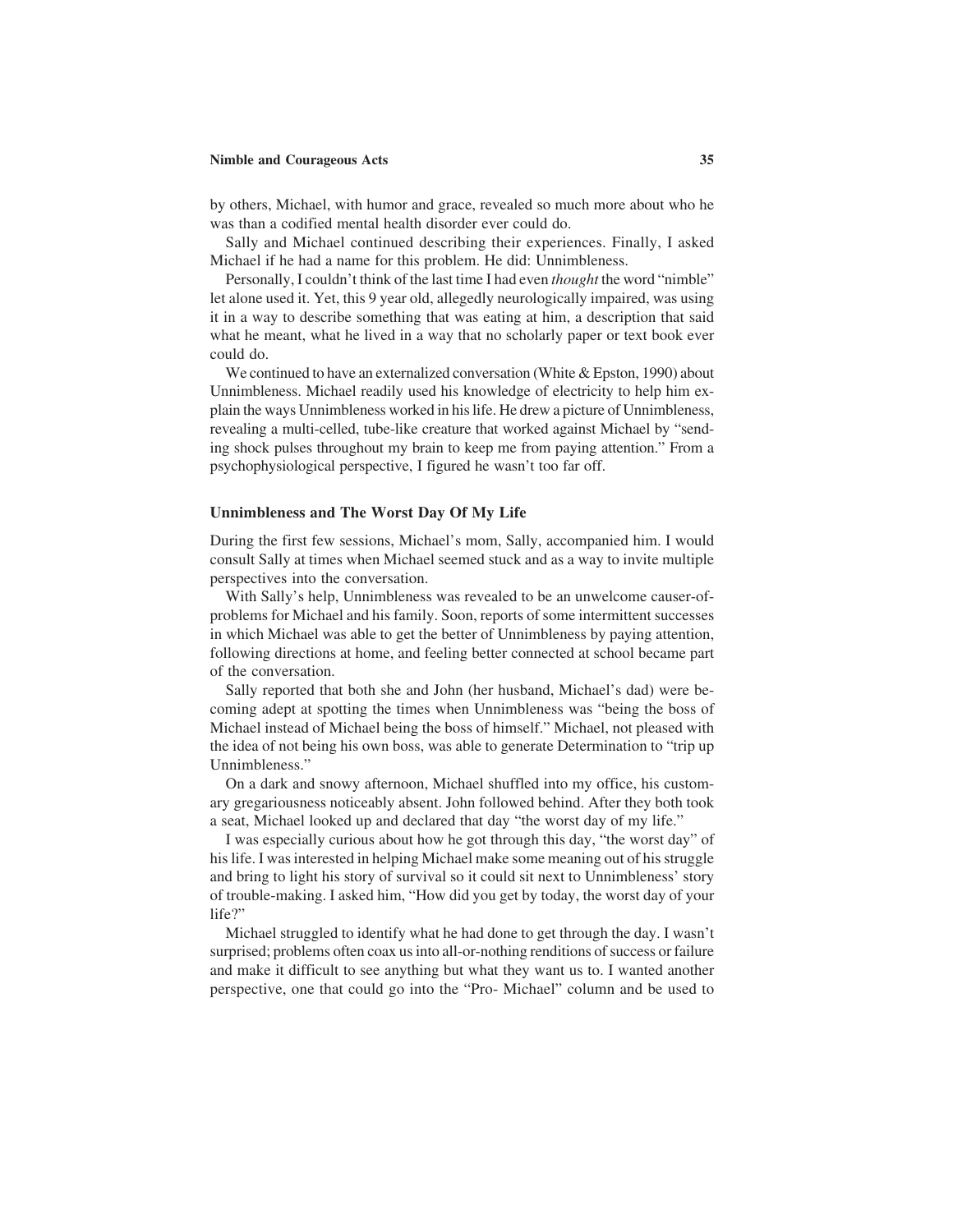by others, Michael, with humor and grace, revealed so much more about who he was than a codified mental health disorder ever could do.

Sally and Michael continued describing their experiences. Finally, I asked Michael if he had a name for this problem. He did: Unnimbleness.

Personally, I couldn't think of the last time I had even *thought* the word "nimble" let alone used it. Yet, this 9 year old, allegedly neurologically impaired, was using it in a way to describe something that was eating at him, a description that said what he meant, what he lived in a way that no scholarly paper or text book ever could do.

We continued to have an externalized conversation (White & Epston, 1990) about Unnimbleness. Michael readily used his knowledge of electricity to help him explain the ways Unnimbleness worked in his life. He drew a picture of Unnimbleness, revealing a multi-celled, tube-like creature that worked against Michael by "sending shock pulses throughout my brain to keep me from paying attention." From a psychophysiological perspective, I figured he wasn't too far off.

### Unnimbleness and The Worst Day Of My Life

During the first few sessions, Michael's mom, Sally, accompanied him. I would consult Sally at times when Michael seemed stuck and as a way to invite multiple perspectives into the conversation.

With Sally's help, Unnimbleness was revealed to be an unwelcome causer-of-problems for Michael and his family. Soon, reports of some intermittent successes in which Michael was able to get the better of Unnimbleness by paying attention, following directions at home, and feeling better connected at school became part of the conversation.

Sally reported that both she and John (her husband, Michael's dad) were becoming adept at spotting the times when Unnimbleness was "being the boss of Michael instead of Michael being the boss of himself." Michael, not pleased with the idea of not being his own boss, was able to generate Determination to "trip up Unnimbleness."

On a dark and snowy afternoon, Michael shuffled into my office, his customary gregariousness noticeably absent. John followed behind. After they both took a seat, Michael looked up and declared that day "the worst day of my life."

I was especially curious about how he got through this day, "the worst day" of his life. I was interested in helping Michael make some meaning out of his struggle and bring to light his story of survival so it could sit next to Unnimbleness' story of trouble-making. I asked him, "How did you get by today, the worst day of your life?"

Michael struggled to identify what he had done to get through the day. I wasn't surprised; problems often coax us into all-or-nothing renditions of success or failure and make it difficult to see anything but what they want us to. I wanted another perspective, one that could go into the "Pro- Michael" column and be used to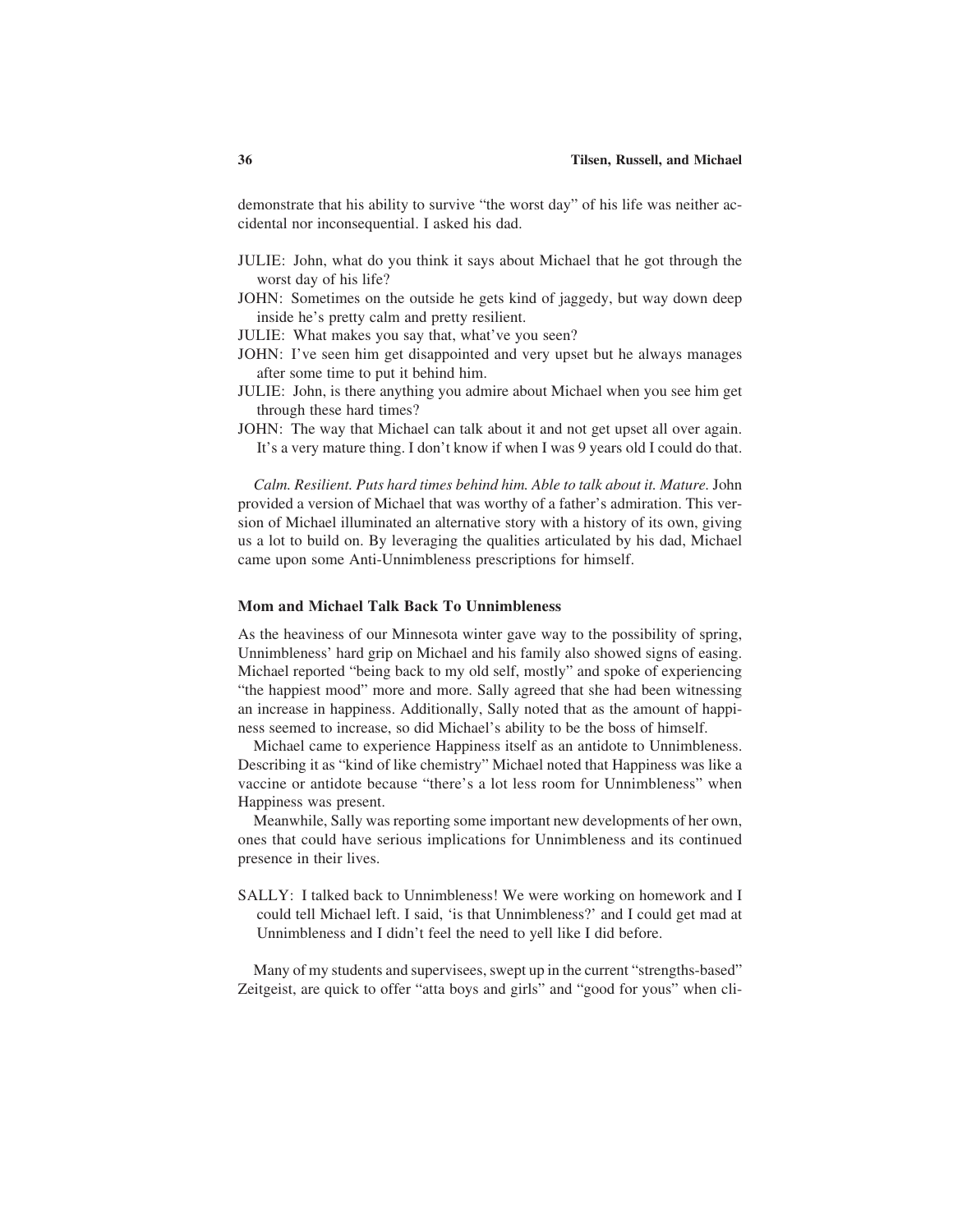demonstrate that his ability to survive "the worst day" of his life was neither accidental nor inconsequential. I asked his dad.

JULIE: John, what do you think it says about Michael that he got through the worst day of his life?

JOHN: Sometimes on the outside he gets kind of jaggedy, but way down deep inside he's pretty calm and pretty resilient.

JULIE: What makes you say that, what've you seen?

JOHN: I've seen him get disappointed and very upset but he always manages after some time to put it behind him.

JULIE: John, is there anything you admire about Michael when you see him get through these hard times?

JOHN: The way that Michael can talk about it and not get upset all over again. It's a very mature thing. I don't know if when I was 9 years old I could do that.

*Calm. Resilient. Puts hard times behind him. Able to talk about it. Mature.* John provided a version of Michael that was worthy of a father's admiration. This version of Michael illuminated an alternative story with a history of its own, giving us a lot to build on. By leveraging the qualities articulated by his dad, Michael came upon some Anti-Unnimbleness prescriptions for himself.

### Mom and Michael Talk Back To Unnimbleness

As the heaviness of our Minnesota winter gave way to the possibility of spring, Unnimbleness' hard grip on Michael and his family also showed signs of easing. Michael reported "being back to my old self, mostly" and spoke of experiencing "the happiest mood" more and more. Sally agreed that she had been witnessing an increase in happiness. Additionally, Sally noted that as the amount of happiness seemed to increase, so did Michael's ability to be the boss of himself.

Michael came to experience Happiness itself as an antidote to Unnimbleness. Describing it as "kind of like chemistry" Michael noted that Happiness was like a vaccine or antidote because "there's a lot less room for Unnimbleness" when Happiness was present.

Meanwhile, Sally was reporting some important new developments of her own, ones that could have serious implications for Unnimbleness and its continued presence in their lives.

SALLY: I talked back to Unnimbleness! We were working on homework and I could tell Michael left. I said, 'is that Unnimbleness?' and I could get mad at Unnimbleness and I didn't feel the need to yell like I did before.

Many of my students and supervisees, swept up in the current "strengths-based" Zeitgeist, are quick to offer "atta boys and girls" and "good for yous" when cli-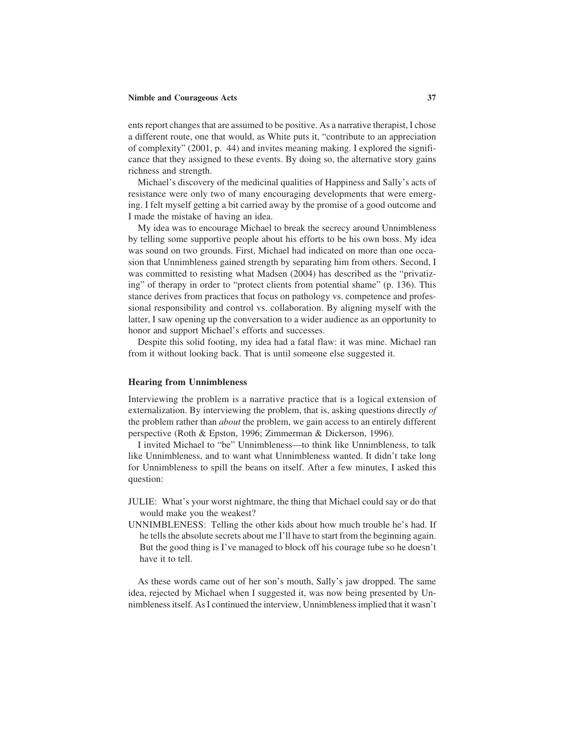ents report changes that are assumed to be positive. As a narrative therapist, I chose a different route, one that would, as White puts it, "contribute to an appreciation of complexity" (2001, p. 44) and invites meaning making. I explored the significance that they assigned to these events. By doing so, the alternative story gains richness and strength.

Michael's discovery of the medicinal qualities of Happiness and Sally's acts of resistance were only two of many encouraging developments that were emerging. I felt myself getting a bit carried away by the promise of a good outcome and I made the mistake of having an idea.

My idea was to encourage Michael to break the secrecy around Unnimbleness by telling some supportive people about his efforts to be his own boss. My idea was sound on two grounds. First, Michael had indicated on more than one occasion that Unnimbleness gained strength by separating him from others. Second, I was committed to resisting what Madsen (2004) has described as the "privatizing" of therapy in order to "protect clients from potential shame" (p. 136). This stance derives from practices that focus on pathology vs. competence and professional responsibility and control vs. collaboration. By aligning myself with the latter, I saw opening up the conversation to a wider audience as an opportunity to honor and support Michael's efforts and successes.

Despite this solid footing, my idea had a fatal flaw: it was mine. Michael ran from it without looking back. That is until someone else suggested it.

### Hearing from Unnimbleness

Interviewing the problem is a narrative practice that is a logical extension of externalization. By interviewing the problem, that is, asking questions directly *of* the problem rather than *about* the problem, we gain access to an entirely different perspective (Roth & Epston, 1996; Zimmerman & Dickerson, 1996).

I invited Michael to "be" Unnimbleness—to think like Unnimbleness, to talk like Unnimbleness, and to want what Unnimbleness wanted. It didn't take long for Unnimbleness to spill the beans on itself. After a few minutes, I asked this question:

JULIE: What's your worst nightmare, the thing that Michael could say or do that would make you the weakest?

UNNIMBLENESS: Telling the other kids about how much trouble he's had. If he tells the absolute secrets about me I'll have to start from the beginning again. But the good thing is I've managed to block off his courage tube so he doesn't have it to tell.

As these words came out of her son's mouth, Sally's jaw dropped. The same idea, rejected by Michael when I suggested it, was now being presented by Unnimbleness itself. As I continued the interview, Unnimbleness implied that it wasn't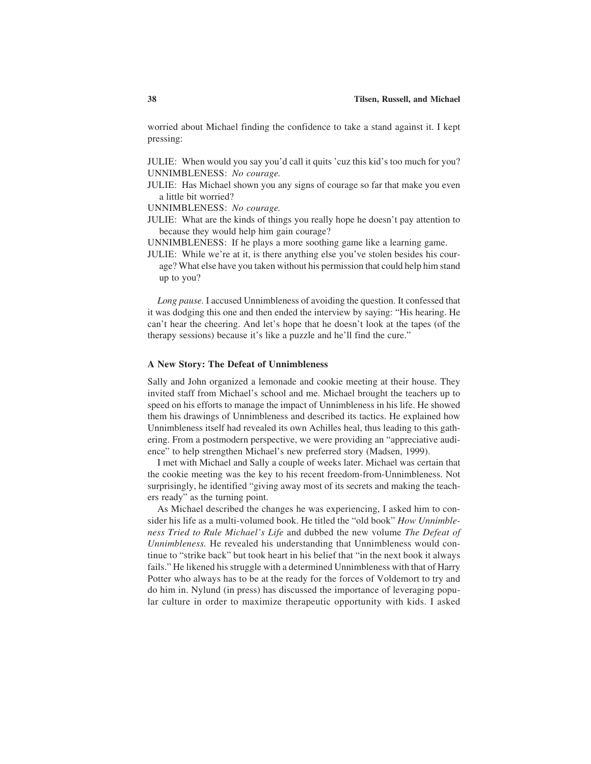worried about Michael finding the confidence to take a stand against it. I kept pressing:

JULIE: When would you say you'd call it quits 'cuz this kid's too much for you?
UNNIMBLENESS: *No courage.*
JULIE: Has Michael shown you any signs of courage so far that make you even a little bit worried?
UNNIMBLENESS: *No courage.*
JULIE: What are the kinds of things you really hope he doesn't pay attention to because they would help him gain courage?
UNNIMBLENESS: If he plays a more soothing game like a learning game.
JULIE: While we're at it, is there anything else you've stolen besides his courage? What else have you taken without his permission that could help him stand up to you?

*Long pause.* I accused Unnimbleness of avoiding the question. It confessed that it was dodging this one and then ended the interview by saying: "His hearing. He can't hear the cheering. And let's hope that he doesn't look at the tapes (of the therapy sessions) because it's like a puzzle and he'll find the cure."

### A New Story: The Defeat of Unnimbleness

Sally and John organized a lemonade and cookie meeting at their house. They invited staff from Michael's school and me. Michael brought the teachers up to speed on his efforts to manage the impact of Unnimbleness in his life. He showed them his drawings of Unnimbleness and described its tactics. He explained how Unnimbleness itself had revealed its own Achilles heal, thus leading to this gathering. From a postmodern perspective, we were providing an "appreciative audience" to help strengthen Michael's new preferred story (Madsen, 1999).

I met with Michael and Sally a couple of weeks later. Michael was certain that the cookie meeting was the key to his recent freedom-from-Unnimbleness. Not surprisingly, he identified "giving away most of its secrets and making the teachers ready" as the turning point.

As Michael described the changes he was experiencing, I asked him to consider his life as a multi-volumed book. He titled the "old book" *How Unnimbleness Tried to Rule Michael's Life* and dubbed the new volume *The Defeat of Unnimbleness.* He revealed his understanding that Unnimbleness would continue to "strike back" but took heart in his belief that "in the next book it always fails." He likened his struggle with a determined Unnimbleness with that of Harry Potter who always has to be at the ready for the forces of Voldemort to try and do him in. Nylund (in press) has discussed the importance of leveraging popular culture in order to maximize therapeutic opportunity with kids. I asked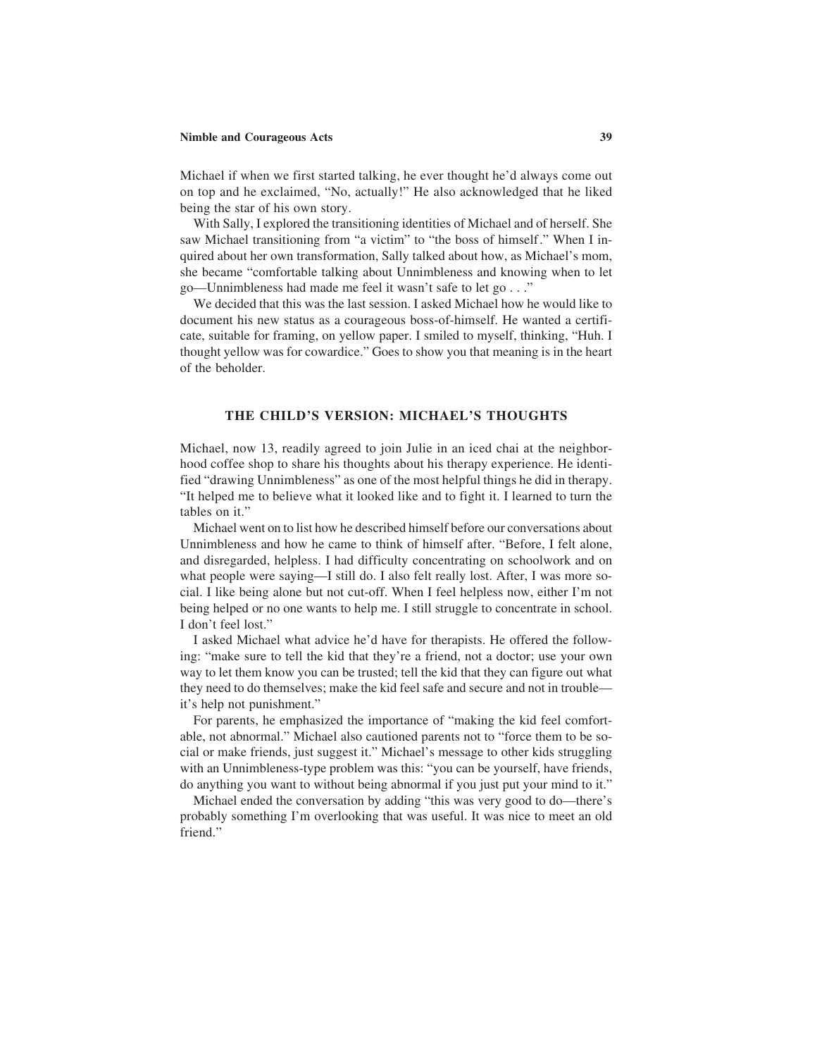Michael if when we first started talking, he ever thought he'd always come out on top and he exclaimed, "No, actually!" He also acknowledged that he liked being the star of his own story.

With Sally, I explored the transitioning identities of Michael and of herself. She saw Michael transitioning from "a victim" to "the boss of himself." When I inquired about her own transformation, Sally talked about how, as Michael's mom, she became "comfortable talking about Unnimbleness and knowing when to let go—Unnimbleness had made me feel it wasn't safe to let go . . ."

We decided that this was the last session. I asked Michael how he would like to document his new status as a courageous boss-of-himself. He wanted a certificate, suitable for framing, on yellow paper. I smiled to myself, thinking, "Huh. I thought yellow was for cowardice." Goes to show you that meaning is in the heart of the beholder.

## THE CHILD'S VERSION: MICHAEL'S THOUGHTS

Michael, now 13, readily agreed to join Julie in an iced chai at the neighborhood coffee shop to share his thoughts about his therapy experience. He identified "drawing Unnimbleness" as one of the most helpful things he did in therapy. "It helped me to believe what it looked like and to fight it. I learned to turn the tables on it."

Michael went on to list how he described himself before our conversations about Unnimbleness and how he came to think of himself after. "Before, I felt alone, and disregarded, helpless. I had difficulty concentrating on schoolwork and on what people were saying—I still do. I also felt really lost. After, I was more social. I like being alone but not cut-off. When I feel helpless now, either I'm not being helped or no one wants to help me. I still struggle to concentrate in school. I don't feel lost."

I asked Michael what advice he'd have for therapists. He offered the following: "make sure to tell the kid that they're a friend, not a doctor; use your own way to let them know you can be trusted; tell the kid that they can figure out what they need to do themselves; make the kid feel safe and secure and not in trouble—it's help not punishment."

For parents, he emphasized the importance of "making the kid feel comfortable, not abnormal." Michael also cautioned parents not to "force them to be social or make friends, just suggest it." Michael's message to other kids struggling with an Unnimbleness-type problem was this: "you can be yourself, have friends, do anything you want to without being abnormal if you just put your mind to it."

Michael ended the conversation by adding "this was very good to do—there's probably something I'm overlooking that was useful. It was nice to meet an old friend."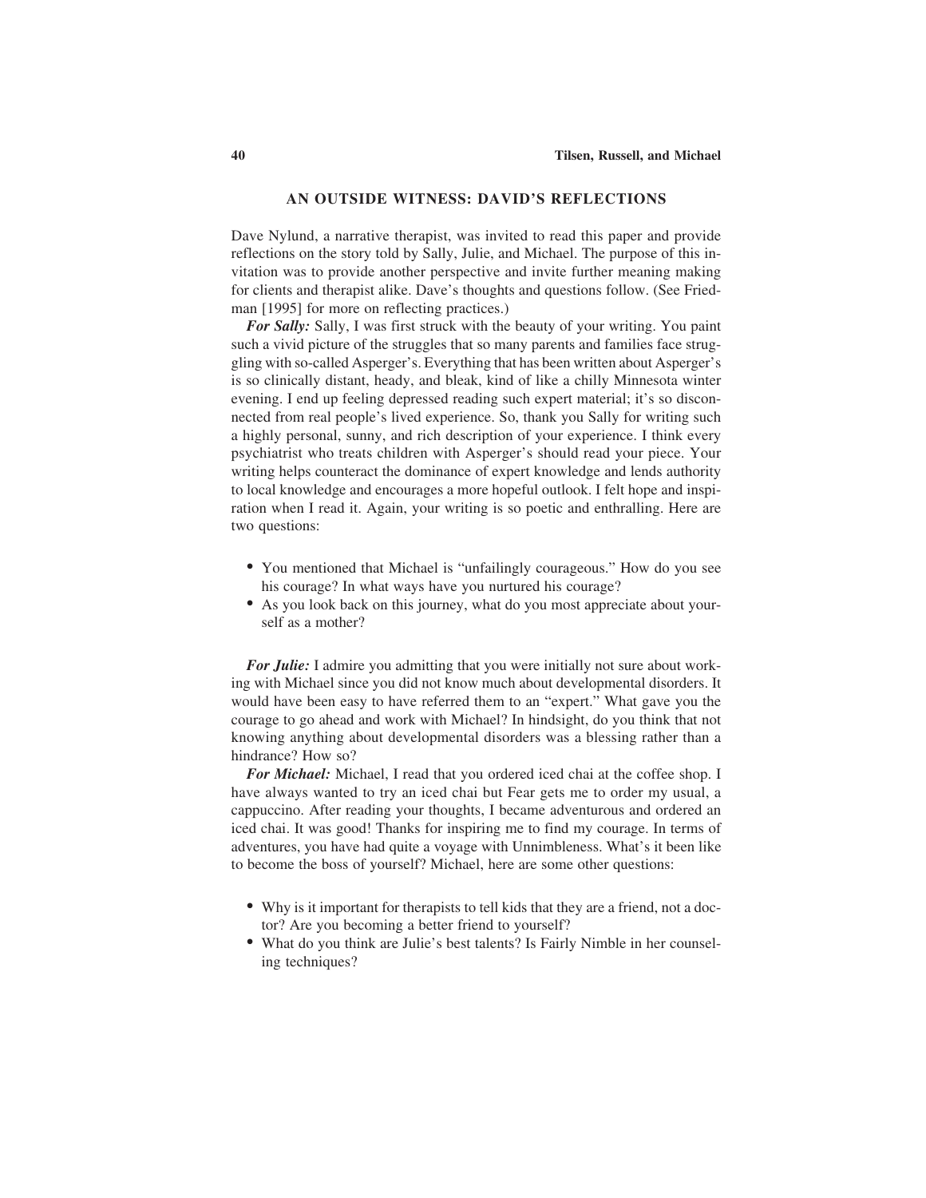## AN OUTSIDE WITNESS: DAVID'S REFLECTIONS

Dave Nylund, a narrative therapist, was invited to read this paper and provide reflections on the story told by Sally, Julie, and Michael. The purpose of this invitation was to provide another perspective and invite further meaning making for clients and therapist alike. Dave's thoughts and questions follow. (See Friedman [1995] for more on reflecting practices.)

***For Sally:*** Sally, I was first struck with the beauty of your writing. You paint such a vivid picture of the struggles that so many parents and families face struggling with so-called Asperger's. Everything that has been written about Asperger's is so clinically distant, heady, and bleak, kind of like a chilly Minnesota winter evening. I end up feeling depressed reading such expert material; it's so disconnected from real people's lived experience. So, thank you Sally for writing such a highly personal, sunny, and rich description of your experience. I think every psychiatrist who treats children with Asperger's should read your piece. Your writing helps counteract the dominance of expert knowledge and lends authority to local knowledge and encourages a more hopeful outlook. I felt hope and inspiration when I read it. Again, your writing is so poetic and enthralling. Here are two questions:

- You mentioned that Michael is "unfailingly courageous." How do you see his courage? In what ways have you nurtured his courage?
- As you look back on this journey, what do you most appreciate about yourself as a mother?

***For Julie:*** I admire you admitting that you were initially not sure about working with Michael since you did not know much about developmental disorders. It would have been easy to have referred them to an "expert." What gave you the courage to go ahead and work with Michael? In hindsight, do you think that not knowing anything about developmental disorders was a blessing rather than a hindrance? How so?

***For Michael:*** Michael, I read that you ordered iced chai at the coffee shop. I have always wanted to try an iced chai but Fear gets me to order my usual, a cappuccino. After reading your thoughts, I became adventurous and ordered an iced chai. It was good! Thanks for inspiring me to find my courage. In terms of adventures, you have had quite a voyage with Unnimbleness. What's it been like to become the boss of yourself? Michael, here are some other questions:

- Why is it important for therapists to tell kids that they are a friend, not a doctor? Are you becoming a better friend to yourself?
- What do you think are Julie's best talents? Is Fairly Nimble in her counseling techniques?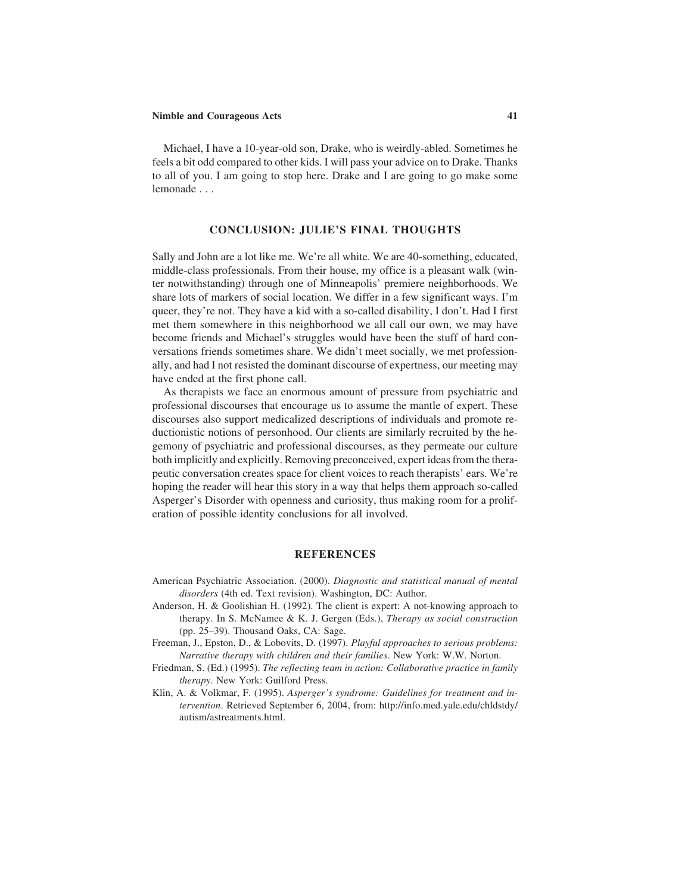Michael, I have a 10-year-old son, Drake, who is weirdly-abled. Sometimes he feels a bit odd compared to other kids. I will pass your advice on to Drake. Thanks to all of you. I am going to stop here. Drake and I are going to go make some lemonade . . .

## CONCLUSION: JULIE'S FINAL THOUGHTS

Sally and John are a lot like me. We're all white. We are 40-something, educated, middle-class professionals. From their house, my office is a pleasant walk (winter notwithstanding) through one of Minneapolis' premiere neighborhoods. We share lots of markers of social location. We differ in a few significant ways. I'm queer, they're not. They have a kid with a so-called disability, I don't. Had I first met them somewhere in this neighborhood we all call our own, we may have become friends and Michael's struggles would have been the stuff of hard conversations friends sometimes share. We didn't meet socially, we met professionally, and had I not resisted the dominant discourse of expertness, our meeting may have ended at the first phone call.

As therapists we face an enormous amount of pressure from psychiatric and professional discourses that encourage us to assume the mantle of expert. These discourses also support medicalized descriptions of individuals and promote reductionistic notions of personhood. Our clients are similarly recruited by the hegemony of psychiatric and professional discourses, as they permeate our culture both implicitly and explicitly. Removing preconceived, expert ideas from the therapeutic conversation creates space for client voices to reach therapists' ears. We're hoping the reader will hear this story in a way that helps them approach so-called Asperger's Disorder with openness and curiosity, thus making room for a proliferation of possible identity conclusions for all involved.

## REFERENCES

American Psychiatric Association. (2000). *Diagnostic and statistical manual of mental disorders* (4th ed. Text revision). Washington, DC: Author.

Anderson, H. & Goolishian H. (1992). The client is expert: A not-knowing approach to therapy. In S. McNamee & K. J. Gergen (Eds.), *Therapy as social construction* (pp. 25–39). Thousand Oaks, CA: Sage.

Freeman, J., Epston, D., & Lobovits, D. (1997). *Playful approaches to serious problems: Narrative therapy with children and their families*. New York: W.W. Norton.

Friedman, S. (Ed.) (1995). *The reflecting team in action: Collaborative practice in family therapy*. New York: Guilford Press.

Klin, A. & Volkmar, F. (1995). *Asperger's syndrome: Guidelines for treatment and intervention*. Retrieved September 6, 2004, from: http://info.med.yale.edu/chldstdy/autism/astreatments.html.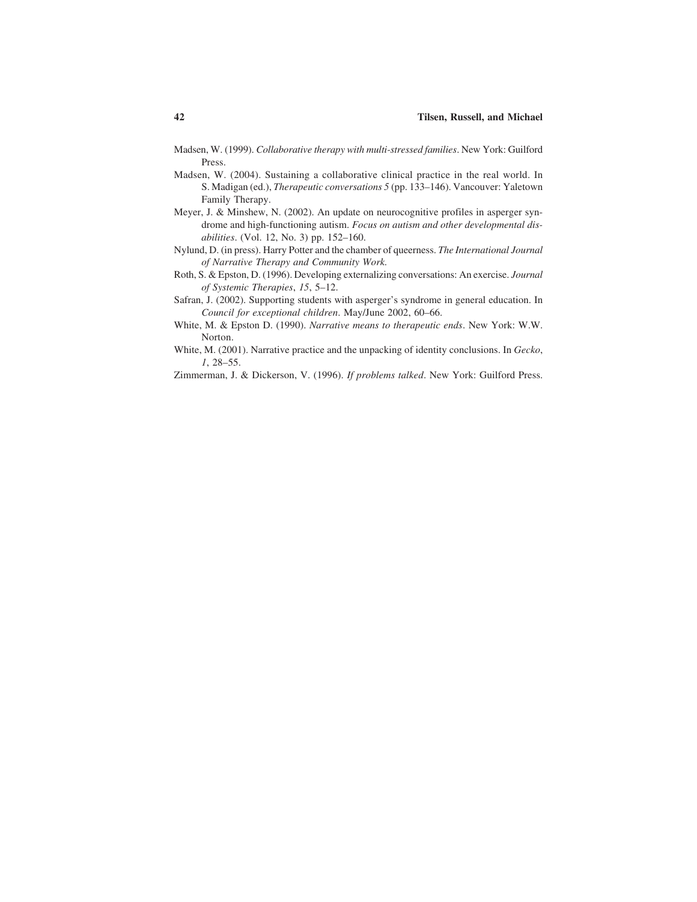Madsen, W. (1999). *Collaborative therapy with multi-stressed families*. New York: Guilford Press.

Madsen, W. (2004). Sustaining a collaborative clinical practice in the real world. In S. Madigan (ed.), *Therapeutic conversations 5* (pp. 133–146). Vancouver: Yaletown Family Therapy.

Meyer, J. & Minshew, N. (2002). An update on neurocognitive profiles in asperger syndrome and high-functioning autism. *Focus on autism and other developmental disabilities*. (Vol. 12, No. 3) pp. 152–160.

Nylund, D. (in press). Harry Potter and the chamber of queerness. *The International Journal of Narrative Therapy and Community Work.*

Roth, S. & Epston, D. (1996). Developing externalizing conversations: An exercise. *Journal of Systemic Therapies*, *15*, 5–12.

Safran, J. (2002). Supporting students with asperger's syndrome in general education. In *Council for exceptional children*. May/June 2002, 60–66.

White, M. & Epston D. (1990). *Narrative means to therapeutic ends*. New York: W.W. Norton.

White, M. (2001). Narrative practice and the unpacking of identity conclusions. In *Gecko*, *1*, 28–55.

Zimmerman, J. & Dickerson, V. (1996). *If problems talked*. New York: Guilford Press.